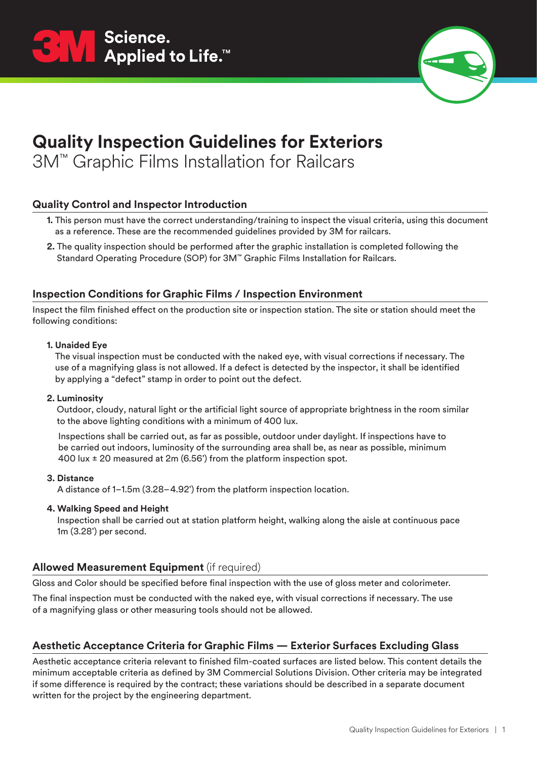3M Science. Applied to Life.™

# Quality Inspection Guidelines for Exteriors

3M™ Graphic Films Installation for Railcars

## Quality Control and Inspector Introduction

1. This person must have the correct understanding/training to inspect the visual criteria, using this document as a reference. These are the recommended guidelines provided by 3M for railcars.
2. The quality inspection should be performed after the graphic installation is completed following the Standard Operating Procedure (SOP) for 3M™ Graphic Films Installation for Railcars.

## Inspection Conditions for Graphic Films / Inspection Environment

Inspect the film finished effect on the production site or inspection station. The site or station should meet the following conditions:

1. **Unaided Eye**
   The visual inspection must be conducted with the naked eye, with visual corrections if necessary. The use of a magnifying glass is not allowed. If a defect is detected by the inspector, it shall be identified by applying a "defect" stamp in order to point out the defect.

2. **Luminosity**
   Outdoor, cloudy, natural light or the artificial light source of appropriate brightness in the room similar to the above lighting conditions with a minimum of 400 lux.

   Inspections shall be carried out, as far as possible, outdoor under daylight. If inspections have to be carried out indoors, luminosity of the surrounding area shall be, as near as possible, minimum 400 lux ± 20 measured at 2m (6.56') from the platform inspection spot.

3. **Distance**
   A distance of 1–1.5m (3.28–4.92') from the platform inspection location.

4. **Walking Speed and Height**
   Inspection shall be carried out at station platform height, walking along the aisle at continuous pace 1m (3.28') per second.

## Allowed Measurement Equipment (if required)

Gloss and Color should be specified before final inspection with the use of gloss meter and colorimeter.

The final inspection must be conducted with the naked eye, with visual corrections if necessary. The use of a magnifying glass or other measuring tools should not be allowed.

## Aesthetic Acceptance Criteria for Graphic Films — Exterior Surfaces Excluding Glass

Aesthetic acceptance criteria relevant to finished film-coated surfaces are listed below. This content details the minimum acceptable criteria as defined by 3M Commercial Solutions Division. Other criteria may be integrated if some difference is required by the contract; these variations should be described in a separate document written for the project by the engineering department.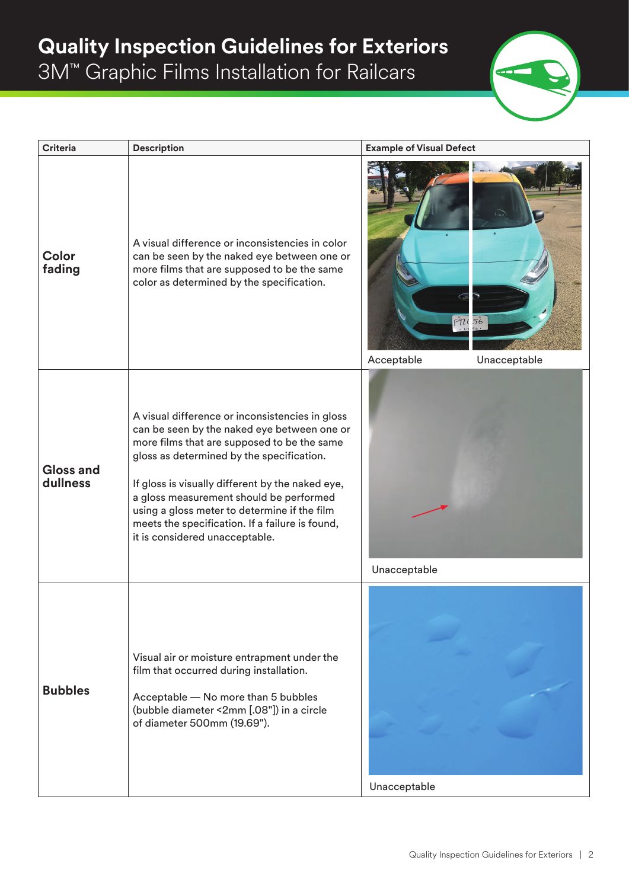# Quality Inspection Guidelines for Exteriors

## 3M™ Graphic Films Installation for Railcars

| Criteria | Description | Example of Visual Defect |
|---|---|---|
| **Color fading** | A visual difference or inconsistencies in color can be seen by the naked eye between one or more films that are supposed to be the same color as determined by the specification. | Acceptable / Unacceptable |
| **Gloss and dullness** | A visual difference or inconsistencies in gloss can be seen by the naked eye between one or more films that are supposed to be the same gloss as determined by the specification.<br><br>If gloss is visually different by the naked eye, a gloss measurement should be performed using a gloss meter to determine if the film meets the specification. If a failure is found, it is considered unacceptable. | Unacceptable |
| **Bubbles** | Visual air or moisture entrapment under the film that occurred during installation.<br><br>Acceptable — No more than 5 bubbles (bubble diameter <2mm [.08"]) in a circle of diameter 500mm (19.69"). | Unacceptable |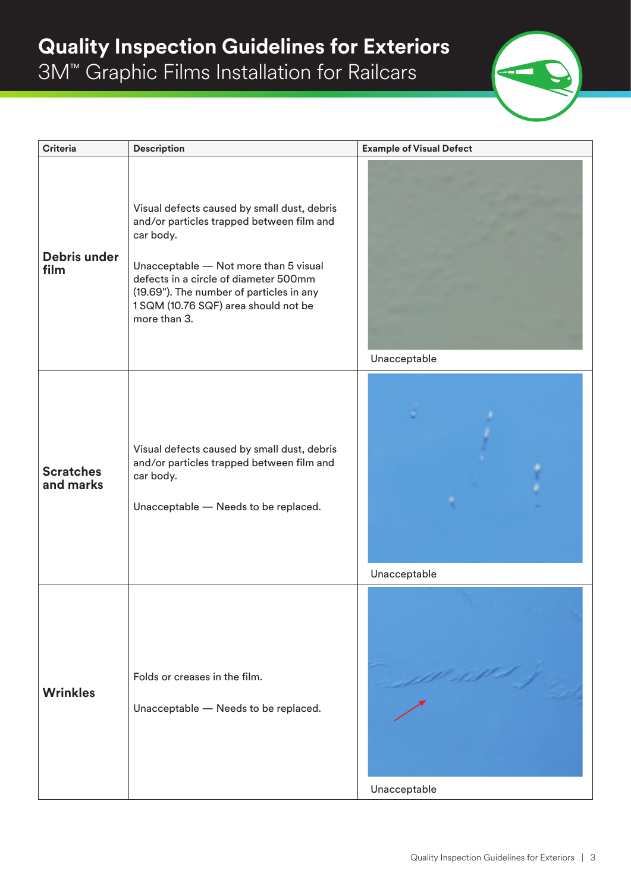# Quality Inspection Guidelines for Exteriors

3M™ Graphic Films Installation for Railcars

| Criteria | Description | Example of Visual Defect |
|---|---|---|
| **Debris under film** | Visual defects caused by small dust, debris and/or particles trapped between film and car body.<br><br>Unacceptable — Not more than 5 visual defects in a circle of diameter 500mm (19.69"). The number of particles in any 1 SQM (10.76 SQF) area should not be more than 3. | Unacceptable |
| **Scratches and marks** | Visual defects caused by small dust, debris and/or particles trapped between film and car body.<br><br>Unacceptable — Needs to be replaced. | Unacceptable |
| **Wrinkles** | Folds or creases in the film.<br><br>Unacceptable — Needs to be replaced. | Unacceptable |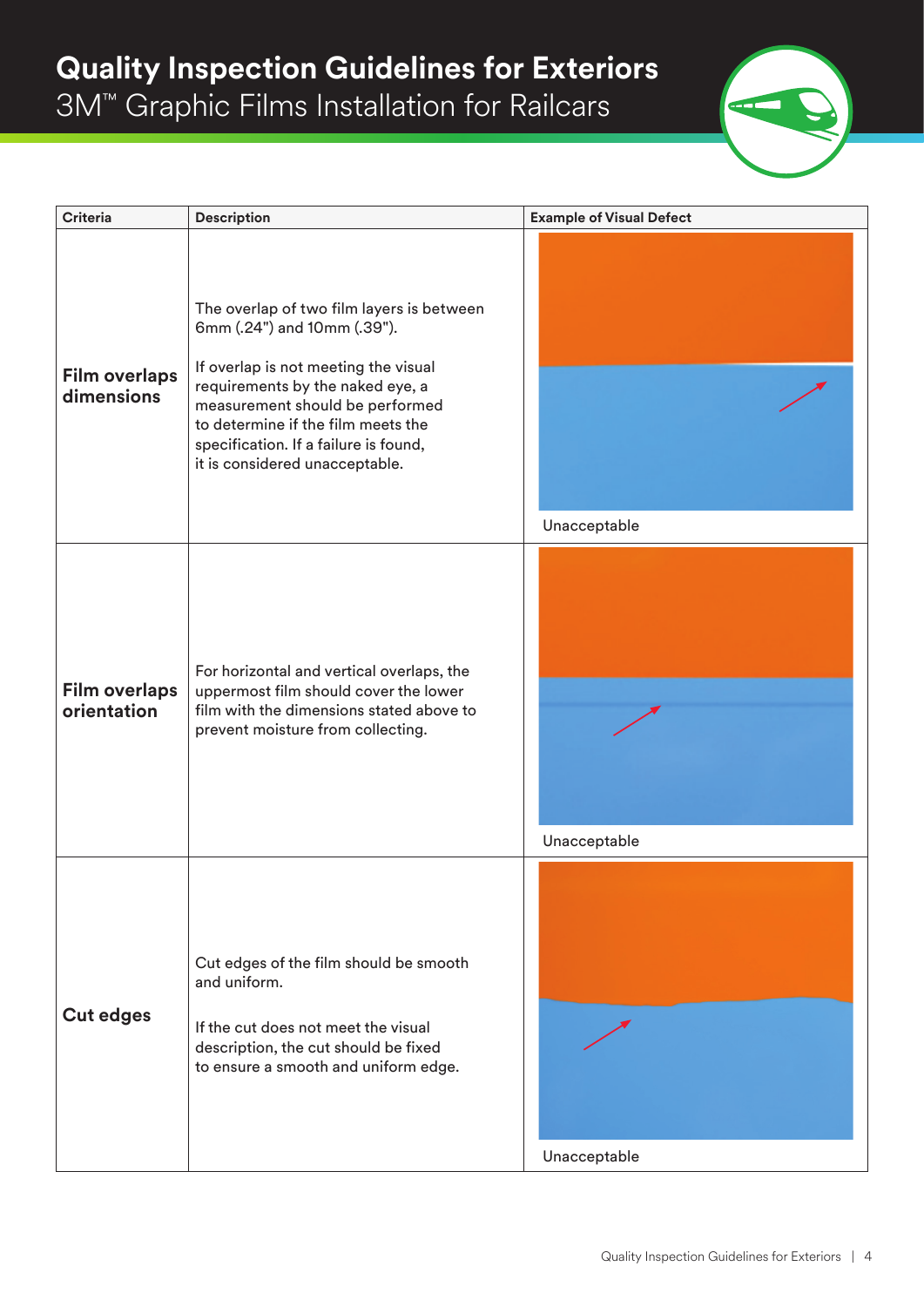# Quality Inspection Guidelines for Exteriors

## 3M™ Graphic Films Installation for Railcars

| Criteria | Description | Example of Visual Defect |
|---|---|---|
| **Film overlaps dimensions** | The overlap of two film layers is between 6mm (.24") and 10mm (.39").<br><br>If overlap is not meeting the visual requirements by the naked eye, a measurement should be performed to determine if the film meets the specification. If a failure is found, it is considered unacceptable. | Unacceptable |
| **Film overlaps orientation** | For horizontal and vertical overlaps, the uppermost film should cover the lower film with the dimensions stated above to prevent moisture from collecting. | Unacceptable |
| **Cut edges** | Cut edges of the film should be smooth and uniform.<br><br>If the cut does not meet the visual description, the cut should be fixed to ensure a smooth and uniform edge. | Unacceptable |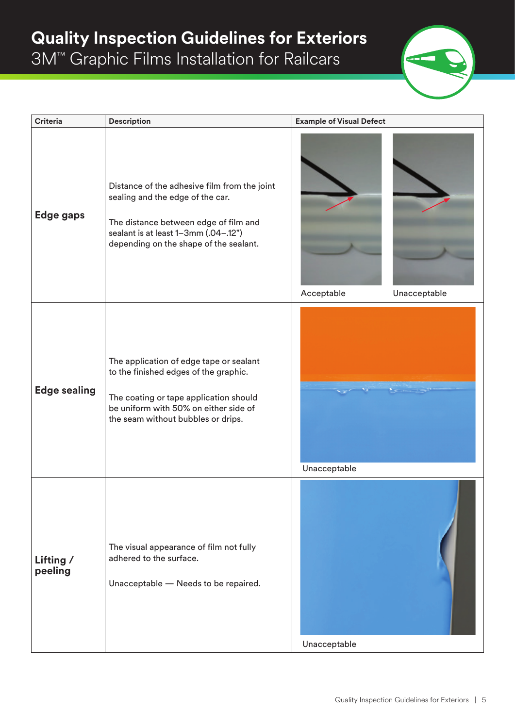# Quality Inspection Guidelines for Exteriors

3M™ Graphic Films Installation for Railcars

| Criteria | Description | Example of Visual Defect |
| --- | --- | --- |
| **Edge gaps** | Distance of the adhesive film from the joint sealing and the edge of the car.<br><br>The distance between edge of film and sealant is at least 1–3mm (.04–.12") depending on the shape of the sealant. | Acceptable / Unacceptable |
| **Edge sealing** | The application of edge tape or sealant to the finished edges of the graphic.<br><br>The coating or tape application should be uniform with 50% on either side of the seam without bubbles or drips. | Unacceptable |
| **Lifting / peeling** | The visual appearance of film not fully adhered to the surface.<br><br>Unacceptable — Needs to be repaired. | Unacceptable |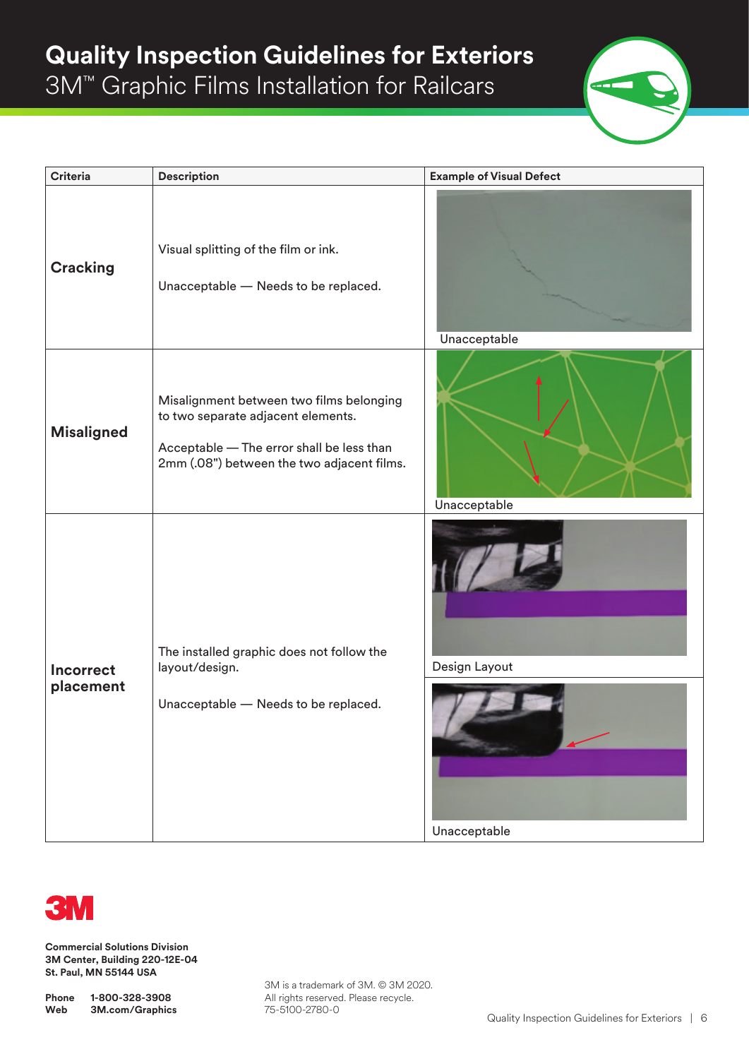# Quality Inspection Guidelines for Exteriors

## 3M™ Graphic Films Installation for Railcars

| Criteria | Description | Example of Visual Defect |
| --- | --- | --- |
| **Cracking** | Visual splitting of the film or ink.<br><br>Unacceptable — Needs to be replaced. | Unacceptable |
| **Misaligned** | Misalignment between two films belonging to two separate adjacent elements.<br><br>Acceptable — The error shall be less than 2mm (.08") between the two adjacent films. | Unacceptable |
| **Incorrect placement** | The installed graphic does not follow the layout/design.<br><br>Unacceptable — Needs to be replaced. | Design Layout<br><br>Unacceptable |

**Commercial Solutions Division**
**3M Center, Building 220-12E-04**
**St. Paul, MN 55144 USA**

**Phone** 1-800-328-3908
**Web** 3M.com/Graphics

3M is a trademark of 3M. © 3M 2020.
All rights reserved. Please recycle.
75-5100-2780-0